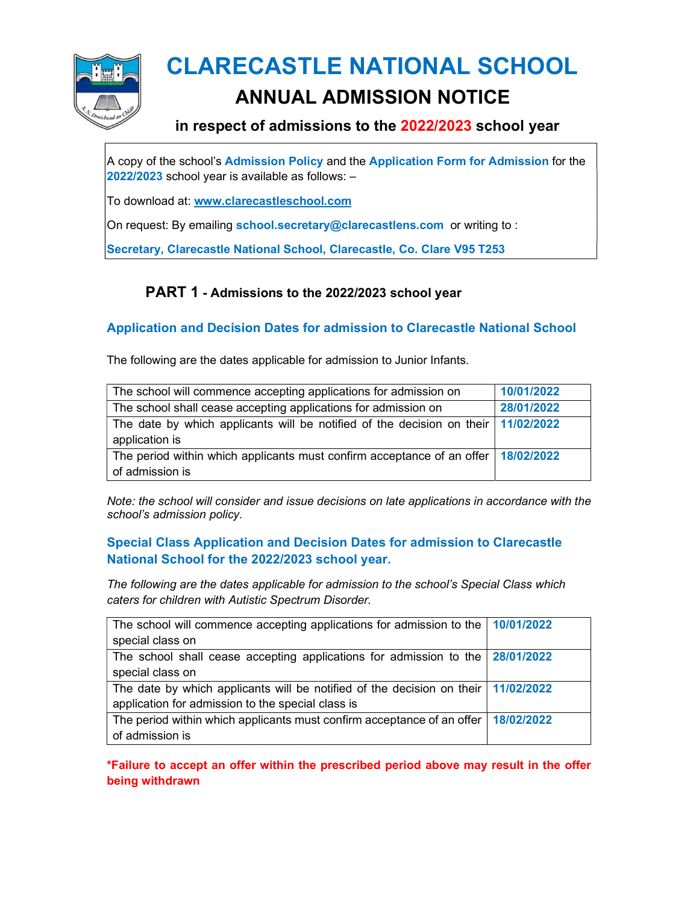# CLARECASTLE NATIONAL SCHOOL

## ANNUAL ADMISSION NOTICE

### in respect of admissions to the 2022/2023 school year

A copy of the school's **Admission Policy** and the **Application Form for Admission** for the **2022/2023** school year is available as follows: –

To download at: **www.clarecastleschool.com**

On request: By emailing **school.secretary@clarecastlens.com** or writing to :

**Secretary, Clarecastle National School, Clarecastle, Co. Clare V95 T253**

## PART 1 - Admissions to the 2022/2023 school year

### Application and Decision Dates for admission to Clarecastle National School

The following are the dates applicable for admission to Junior Infants.

| | |
|---|---|
| The school will commence accepting applications for admission on | **10/01/2022** |
| The school shall cease accepting applications for admission on | **28/01/2022** |
| The date by which applicants will be notified of the decision on their application is | **11/02/2022** |
| The period within which applicants must confirm acceptance of an offer of admission is | **18/02/2022** |

*Note: the school will consider and issue decisions on late applications in accordance with the school's admission policy.*

### Special Class Application and Decision Dates for admission to Clarecastle National School for the 2022/2023 school year.

*The following are the dates applicable for admission to the school's Special Class which caters for children with Autistic Spectrum Disorder.*

| | |
|---|---|
| The school will commence accepting applications for admission to the special class on | **10/01/2022** |
| The school shall cease accepting applications for admission to the special class on | **28/01/2022** |
| The date by which applicants will be notified of the decision on their application for admission to the special class is | **11/02/2022** |
| The period within which applicants must confirm acceptance of an offer of admission is | **18/02/2022** |

**\*Failure to accept an offer within the prescribed period above may result in the offer being withdrawn**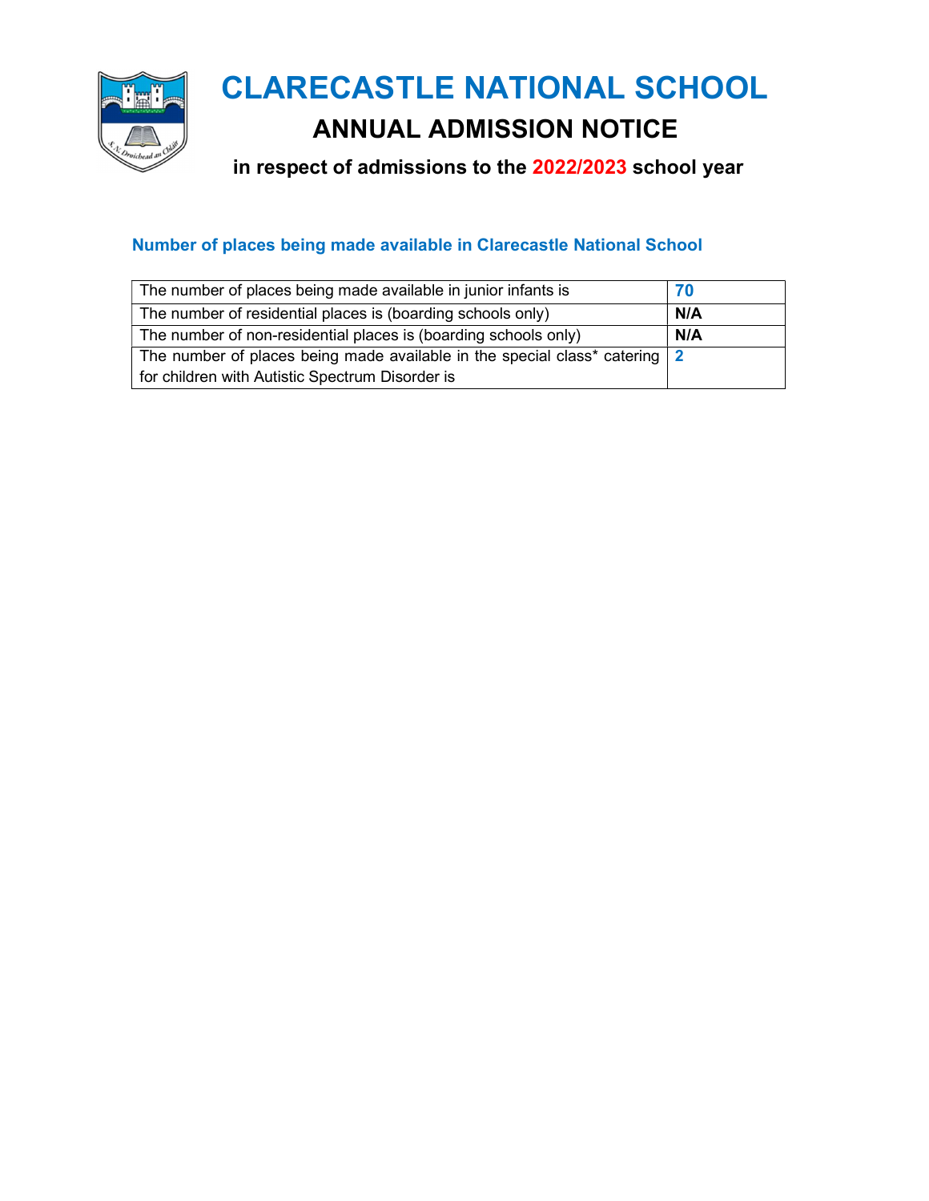# CLARECASTLE NATIONAL SCHOOL

## ANNUAL ADMISSION NOTICE

### in respect of admissions to the 2022/2023 school year

**Number of places being made available in Clarecastle National School**

| | |
|---|---|
| The number of places being made available in junior infants is | **70** |
| The number of residential places is (boarding schools only) | **N/A** |
| The number of non-residential places is (boarding schools only) | **N/A** |
| The number of places being made available in the special class* catering for children with Autistic Spectrum Disorder is | **2** |